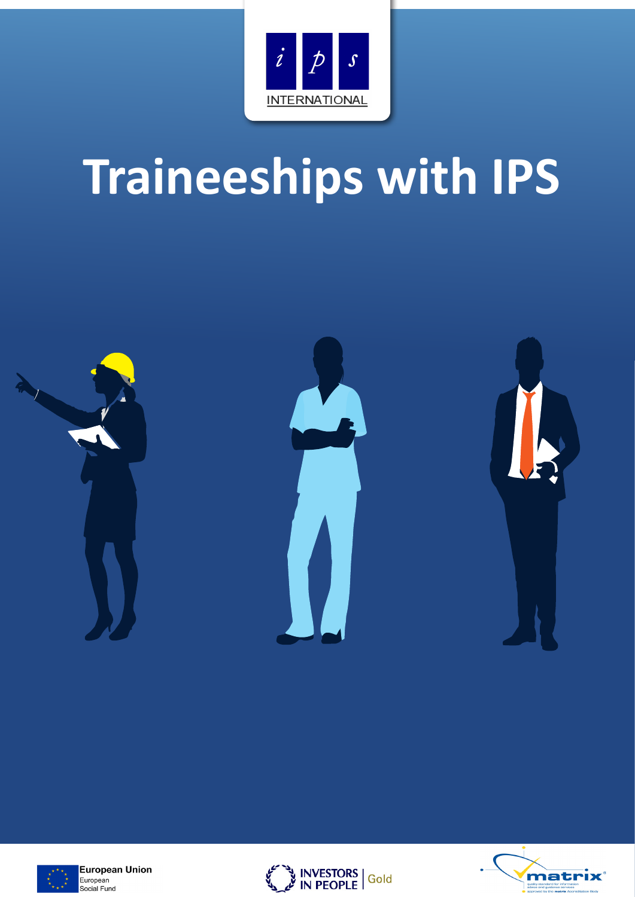ips

INTERNATIONAL

# Traineeships with IPS

European Union
European Social Fund

INVESTORS IN PEOPLE | Gold

matrix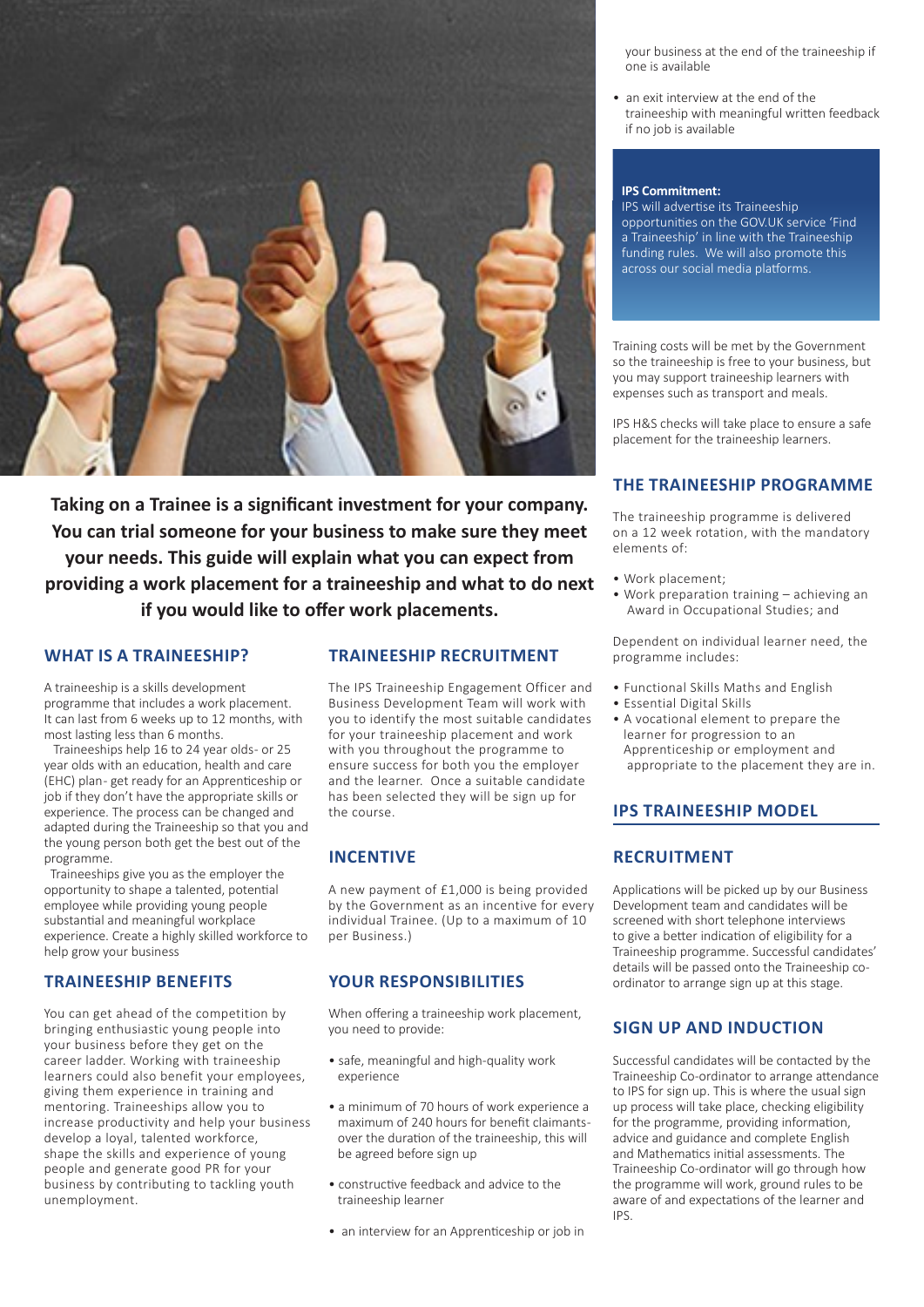**Taking on a Trainee is a significant investment for your company. You can trial someone for your business to make sure they meet your needs. This guide will explain what you can expect from providing a work placement for a traineeship and what to do next if you would like to offer work placements.**

## WHAT IS A TRAINEESHIP?

A traineeship is a skills development programme that includes a work placement. It can last from 6 weeks up to 12 months, with most lasting less than 6 months.

Traineeships help 16 to 24 year olds- or 25 year olds with an education, health and care (EHC) plan- get ready for an Apprenticeship or job if they don't have the appropriate skills or experience. The process can be changed and adapted during the Traineeship so that you and the young person both get the best out of the programme.

Traineeships give you as the employer the opportunity to shape a talented, potential employee while providing young people substantial and meaningful workplace experience. Create a highly skilled workforce to help grow your business

## TRAINEESHIP BENEFITS

You can get ahead of the competition by bringing enthusiastic young people into your business before they get on the career ladder. Working with traineeship learners could also benefit your employees, giving them experience in training and mentoring. Traineeships allow you to increase productivity and help your business develop a loyal, talented workforce, shape the skills and experience of young people and generate good PR for your business by contributing to tackling youth unemployment.

## TRAINEESHIP RECRUITMENT

The IPS Traineeship Engagement Officer and Business Development Team will work with you to identify the most suitable candidates for your traineeship placement and work with you throughout the programme to ensure success for both you the employer and the learner. Once a suitable candidate has been selected they will be sign up for the course.

## INCENTIVE

A new payment of £1,000 is being provided by the Government as an incentive for every individual Trainee. (Up to a maximum of 10 per Business.)

## YOUR RESPONSIBILITIES

When offering a traineeship work placement, you need to provide:

- safe, meaningful and high-quality work experience
- a minimum of 70 hours of work experience a maximum of 240 hours for benefit claimants- over the duration of the traineeship, this will be agreed before sign up
- constructive feedback and advice to the traineeship learner
- an interview for an Apprenticeship or job in your business at the end of the traineeship if one is available
- an exit interview at the end of the traineeship with meaningful written feedback if no job is available

**IPS Commitment:**
IPS will advertise its Traineeship opportunities on the GOV.UK service 'Find a Traineeship' in line with the Traineeship funding rules. We will also promote this across our social media platforms.

Training costs will be met by the Government so the traineeship is free to your business, but you may support traineeship learners with expenses such as transport and meals.

IPS H&S checks will take place to ensure a safe placement for the traineeship learners.

## THE TRAINEESHIP PROGRAMME

The traineeship programme is delivered on a 12 week rotation, with the mandatory elements of:

- Work placement;
- Work preparation training – achieving an Award in Occupational Studies; and

Dependent on individual learner need, the programme includes:

- Functional Skills Maths and English
- Essential Digital Skills
- A vocational element to prepare the learner for progression to an Apprenticeship or employment and appropriate to the placement they are in.

## IPS TRAINEESHIP MODEL

## RECRUITMENT

Applications will be picked up by our Business Development team and candidates will be screened with short telephone interviews to give a better indication of eligibility for a Traineeship programme. Successful candidates' details will be passed onto the Traineeship co-ordinator to arrange sign up at this stage.

## SIGN UP AND INDUCTION

Successful candidates will be contacted by the Traineeship Co-ordinator to arrange attendance to IPS for sign up. This is where the usual sign up process will take place, checking eligibility for the programme, providing information, advice and guidance and complete English and Mathematics initial assessments. The Traineeship Co-ordinator will go through how the programme will work, ground rules to be aware of and expectations of the learner and IPS.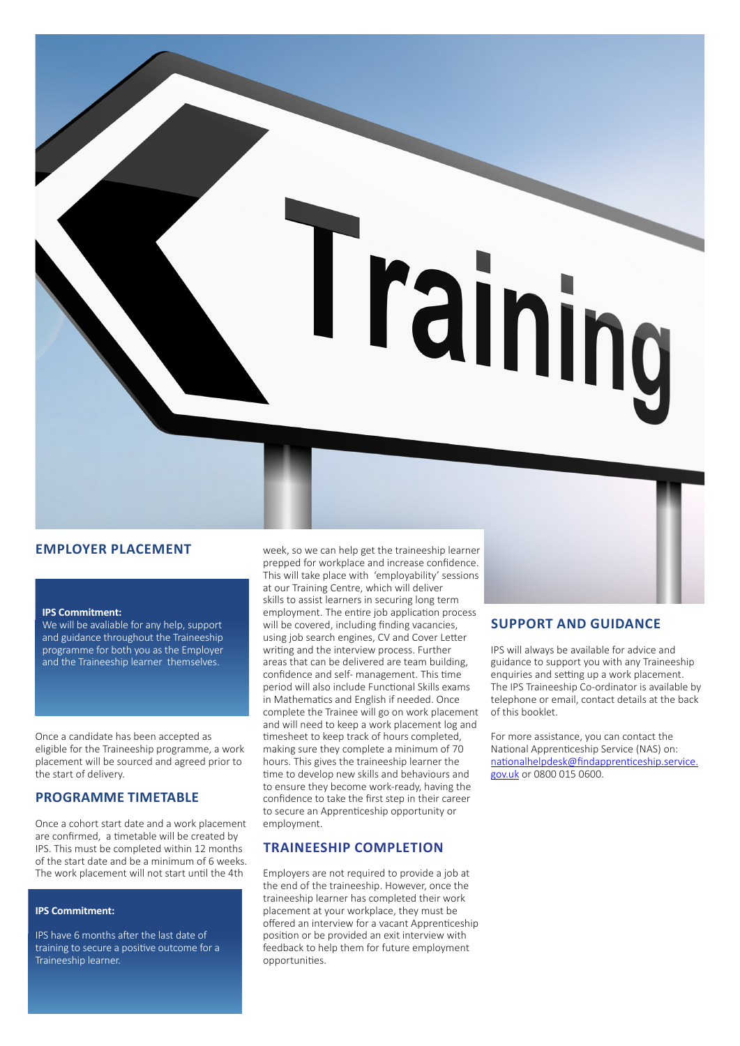## EMPLOYER PLACEMENT

**IPS Commitment:**
We will be avaliable for any help, support and guidance throughout the Traineeship programme for both you as the Employer and the Traineeship learner themselves.

Once a candidate has been accepted as eligible for the Traineeship programme, a work placement will be sourced and agreed prior to the start of delivery.

## PROGRAMME TIMETABLE

Once a cohort start date and a work placement are confirmed, a timetable will be created by IPS. This must be completed within 12 months of the start date and be a minimum of 6 weeks. The work placement will not start until the 4th week, so we can help get the traineeship learner prepped for workplace and increase confidence. This will take place with 'employability' sessions at our Training Centre, which will deliver skills to assist learners in securing long term employment. The entire job application process will be covered, including finding vacancies, using job search engines, CV and Cover Letter writing and the interview process. Further areas that can be delivered are team building, confidence and self- management. This time period will also include Functional Skills exams in Mathematics and English if needed. Once complete the Trainee will go on work placement and will need to keep a work placement log and timesheet to keep track of hours completed, making sure they complete a minimum of 70 hours. This gives the traineeship learner the time to develop new skills and behaviours and to ensure they become work-ready, having the confidence to take the first step in their career to secure an Apprenticeship opportunity or employment.

**IPS Commitment:**

IPS have 6 months after the last date of training to secure a positive outcome for a Traineeship learner.

## TRAINEESHIP COMPLETION

Employers are not required to provide a job at the end of the traineeship. However, once the traineeship learner has completed their work placement at your workplace, they must be offered an interview for a vacant Apprenticeship position or be provided an exit interview with feedback to help them for future employment opportunities.

## SUPPORT AND GUIDANCE

IPS will always be available for advice and guidance to support you with any Traineeship enquiries and setting up a work placement. The IPS Traineeship Co-ordinator is available by telephone or email, contact details at the back of this booklet.

For more assistance, you can contact the National Apprenticeship Service (NAS) on: nationalhelpdesk@findapprenticeship.service.gov.uk or 0800 015 0600.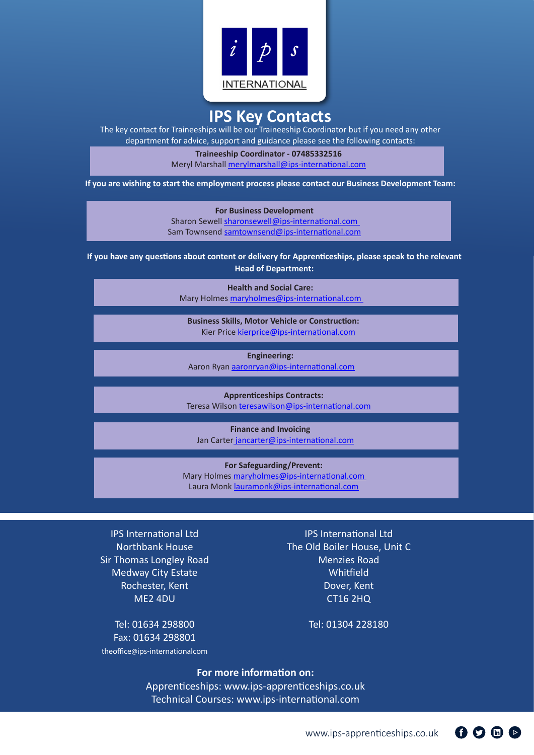# IPS Key Contacts

The key contact for Traineeships will be our Traineeship Coordinator but if you need any other department for advice, support and guidance please see the following contacts:

**Traineeship Coordinator - 07485332516**
Meryl Marshall merylmarshall@ips-international.com

**If you are wishing to start the employment process please contact our Business Development Team:**

**For Business Development**
Sharon Sewell sharonsewell@ips-international.com
Sam Townsend samtownsend@ips-international.com

**If you have any questions about content or delivery for Apprenticeships, please speak to the relevant Head of Department:**

**Health and Social Care:**
Mary Holmes maryholmes@ips-international.com

**Business Skills, Motor Vehicle or Construction:**
Kier Price kierprice@ips-international.com

**Engineering:**
Aaron Ryan aaronryan@ips-international.com

**Apprenticeships Contracts:**
Teresa Wilson teresawilson@ips-international.com

**Finance and Invoicing**
Jan Carter jancarter@ips-international.com

**For Safeguarding/Prevent:**
Mary Holmes maryholmes@ips-international.com
Laura Monk lauramonk@ips-international.com

IPS International Ltd
Northbank House
Sir Thomas Longley Road
Medway City Estate
Rochester, Kent
ME2 4DU

Tel: 01634 298800
Fax: 01634 298801
theoffice@ips-internationalcom

IPS International Ltd
The Old Boiler House, Unit C
Menzies Road
Whitfield
Dover, Kent
CT16 2HQ

Tel: 01304 228180

**For more information on:**
Apprenticeships: www.ips-apprenticeships.co.uk
Technical Courses: www.ips-international.com

www.ips-apprenticeships.co.uk